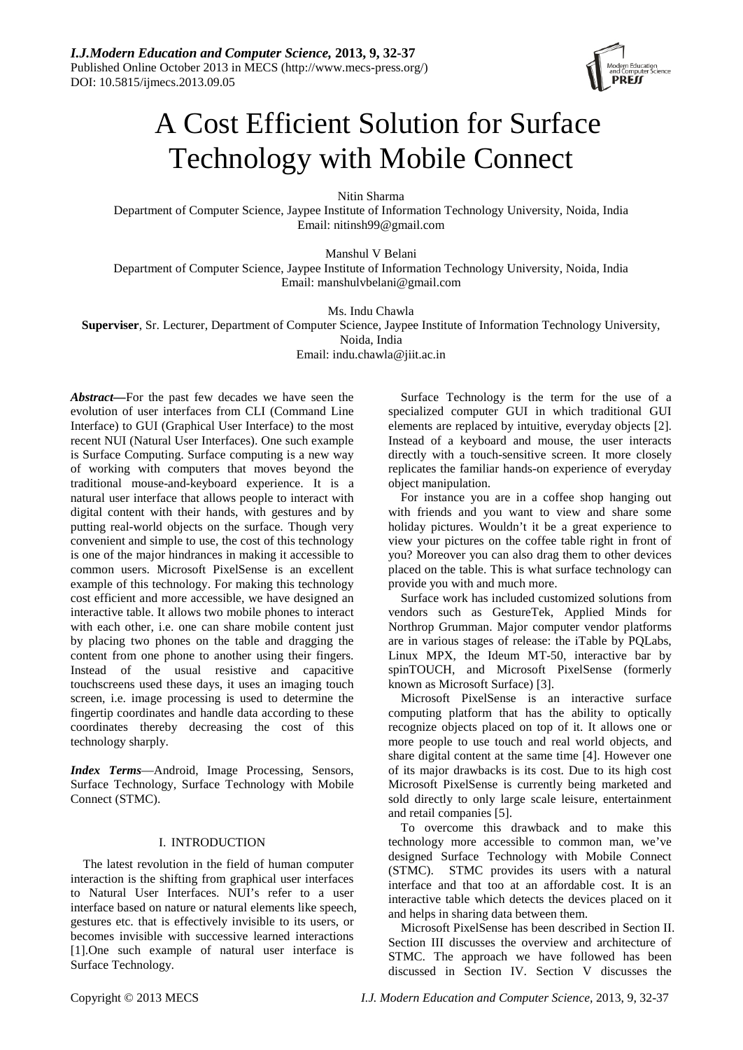# A Cost Efficient Solution for Surface Technology with Mobile Connect

Nitin Sharma
Department of Computer Science, Jaypee Institute of Information Technology University, Noida, India
Email: nitinsh99@gmail.com

Manshul V Belani
Department of Computer Science, Jaypee Institute of Information Technology University, Noida, India
Email: manshulvbelani@gmail.com

Ms. Indu Chawla
**Superviser**, Sr. Lecturer, Department of Computer Science, Jaypee Institute of Information Technology University, Noida, India
Email: indu.chawla@jiit.ac.in

***Abstract***—For the past few decades we have seen the evolution of user interfaces from CLI (Command Line Interface) to GUI (Graphical User Interface) to the most recent NUI (Natural User Interfaces). One such example is Surface Computing. Surface computing is a new way of working with computers that moves beyond the traditional mouse-and-keyboard experience. It is a natural user interface that allows people to interact with digital content with their hands, with gestures and by putting real-world objects on the surface. Though very convenient and simple to use, the cost of this technology is one of the major hindrances in making it accessible to common users. Microsoft PixelSense is an excellent example of this technology. For making this technology cost efficient and more accessible, we have designed an interactive table. It allows two mobile phones to interact with each other, i.e. one can share mobile content just by placing two phones on the table and dragging the content from one phone to another using their fingers. Instead of the usual resistive and capacitive touchscreens used these days, it uses an imaging touch screen, i.e. image processing is used to determine the fingertip coordinates and handle data according to these coordinates thereby decreasing the cost of this technology sharply.

***Index Terms***—Android, Image Processing, Sensors, Surface Technology, Surface Technology with Mobile Connect (STMC).

## I. INTRODUCTION

The latest revolution in the field of human computer interaction is the shifting from graphical user interfaces to Natural User Interfaces. NUI's refer to a user interface based on nature or natural elements like speech, gestures etc. that is effectively invisible to its users, or becomes invisible with successive learned interactions [1].One such example of natural user interface is Surface Technology.

Surface Technology is the term for the use of a specialized computer GUI in which traditional GUI elements are replaced by intuitive, everyday objects [2]. Instead of a keyboard and mouse, the user interacts directly with a touch-sensitive screen. It more closely replicates the familiar hands-on experience of everyday object manipulation.

For instance you are in a coffee shop hanging out with friends and you want to view and share some holiday pictures. Wouldn't it be a great experience to view your pictures on the coffee table right in front of you? Moreover you can also drag them to other devices placed on the table. This is what surface technology can provide you with and much more.

Surface work has included customized solutions from vendors such as GestureTek, Applied Minds for Northrop Grumman. Major computer vendor platforms are in various stages of release: the iTable by PQLabs, Linux MPX, the Ideum MT-50, interactive bar by spinTOUCH, and Microsoft PixelSense (formerly known as Microsoft Surface) [3].

Microsoft PixelSense is an interactive surface computing platform that has the ability to optically recognize objects placed on top of it. It allows one or more people to use touch and real world objects, and share digital content at the same time [4]. However one of its major drawbacks is its cost. Due to its high cost Microsoft PixelSense is currently being marketed and sold directly to only large scale leisure, entertainment and retail companies [5].

To overcome this drawback and to make this technology more accessible to common man, we've designed Surface Technology with Mobile Connect (STMC). STMC provides its users with a natural interface and that too at an affordable cost. It is an interactive table which detects the devices placed on it and helps in sharing data between them.

Microsoft PixelSense has been described in Section II. Section III discusses the overview and architecture of STMC. The approach we have followed has been discussed in Section IV. Section V discusses the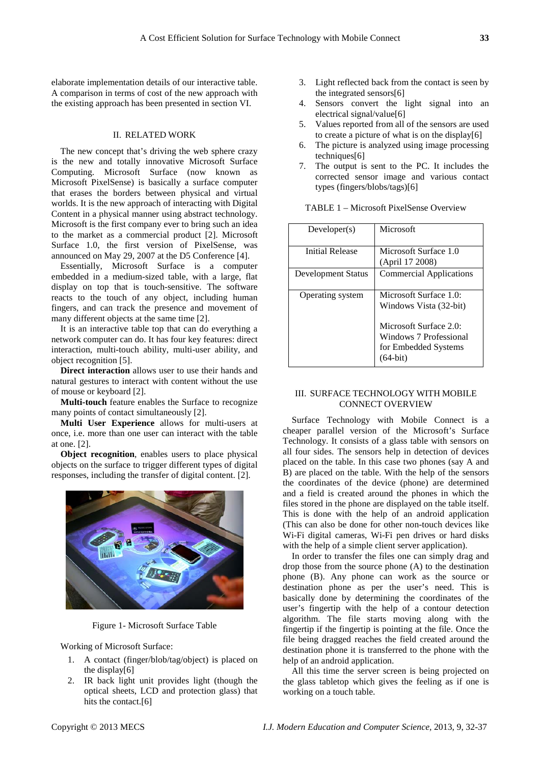elaborate implementation details of our interactive table. A comparison in terms of cost of the new approach with the existing approach has been presented in section VI.

## II. RELATED WORK

The new concept that's driving the web sphere crazy is the new and totally innovative Microsoft Surface Computing. Microsoft Surface (now known as Microsoft PixelSense) is basically a surface computer that erases the borders between physical and virtual worlds. It is the new approach of interacting with Digital Content in a physical manner using abstract technology. Microsoft is the first company ever to bring such an idea to the market as a commercial product [2]. Microsoft Surface 1.0, the first version of PixelSense, was announced on May 29, 2007 at the D5 Conference [4].

Essentially, Microsoft Surface is a computer embedded in a medium-sized table, with a large, flat display on top that is touch-sensitive. The software reacts to the touch of any object, including human fingers, and can track the presence and movement of many different objects at the same time [2].

It is an interactive table top that can do everything a network computer can do. It has four key features: direct interaction, multi-touch ability, multi-user ability, and object recognition [5].

**Direct interaction** allows user to use their hands and natural gestures to interact with content without the use of mouse or keyboard [2].

**Multi-touch** feature enables the Surface to recognize many points of contact simultaneously [2].

**Multi User Experience** allows for multi-users at once, i.e. more than one user can interact with the table at one. [2].

**Object recognition**, enables users to place physical objects on the surface to trigger different types of digital responses, including the transfer of digital content. [2].

Figure 1- Microsoft Surface Table

Working of Microsoft Surface:

1. A contact (finger/blob/tag/object) is placed on the display[6]
2. IR back light unit provides light (though the optical sheets, LCD and protection glass) that hits the contact.[6]
3. Light reflected back from the contact is seen by the integrated sensors[6]
4. Sensors convert the light signal into an electrical signal/value[6]
5. Values reported from all of the sensors are used to create a picture of what is on the display[6]
6. The picture is analyzed using image processing techniques[6]
7. The output is sent to the PC. It includes the corrected sensor image and various contact types (fingers/blobs/tags)[6]

TABLE 1 – Microsoft PixelSense Overview

| Developer(s) | Microsoft |
|---|---|
| Initial Release | Microsoft Surface 1.0 (April 17 2008) |
| Development Status | Commercial Applications |
| Operating system | Microsoft Surface 1.0: Windows Vista (32-bit)<br><br>Microsoft Surface 2.0: Windows 7 Professional for Embedded Systems (64-bit) |

## III. SURFACE TECHNOLOGY WITH MOBILE CONNECT OVERVIEW

Surface Technology with Mobile Connect is a cheaper parallel version of the Microsoft's Surface Technology. It consists of a glass table with sensors on all four sides. The sensors help in detection of devices placed on the table. In this case two phones (say A and B) are placed on the table. With the help of the sensors the coordinates of the device (phone) are determined and a field is created around the phones in which the files stored in the phone are displayed on the table itself. This is done with the help of an android application (This can also be done for other non-touch devices like Wi-Fi digital cameras, Wi-Fi pen drives or hard disks with the help of a simple client server application).

In order to transfer the files one can simply drag and drop those from the source phone (A) to the destination phone (B). Any phone can work as the source or destination phone as per the user's need. This is basically done by determining the coordinates of the user's fingertip with the help of a contour detection algorithm. The file starts moving along with the fingertip if the fingertip is pointing at the file. Once the file being dragged reaches the field created around the destination phone it is transferred to the phone with the help of an android application.

All this time the server screen is being projected on the glass tabletop which gives the feeling as if one is working on a touch table.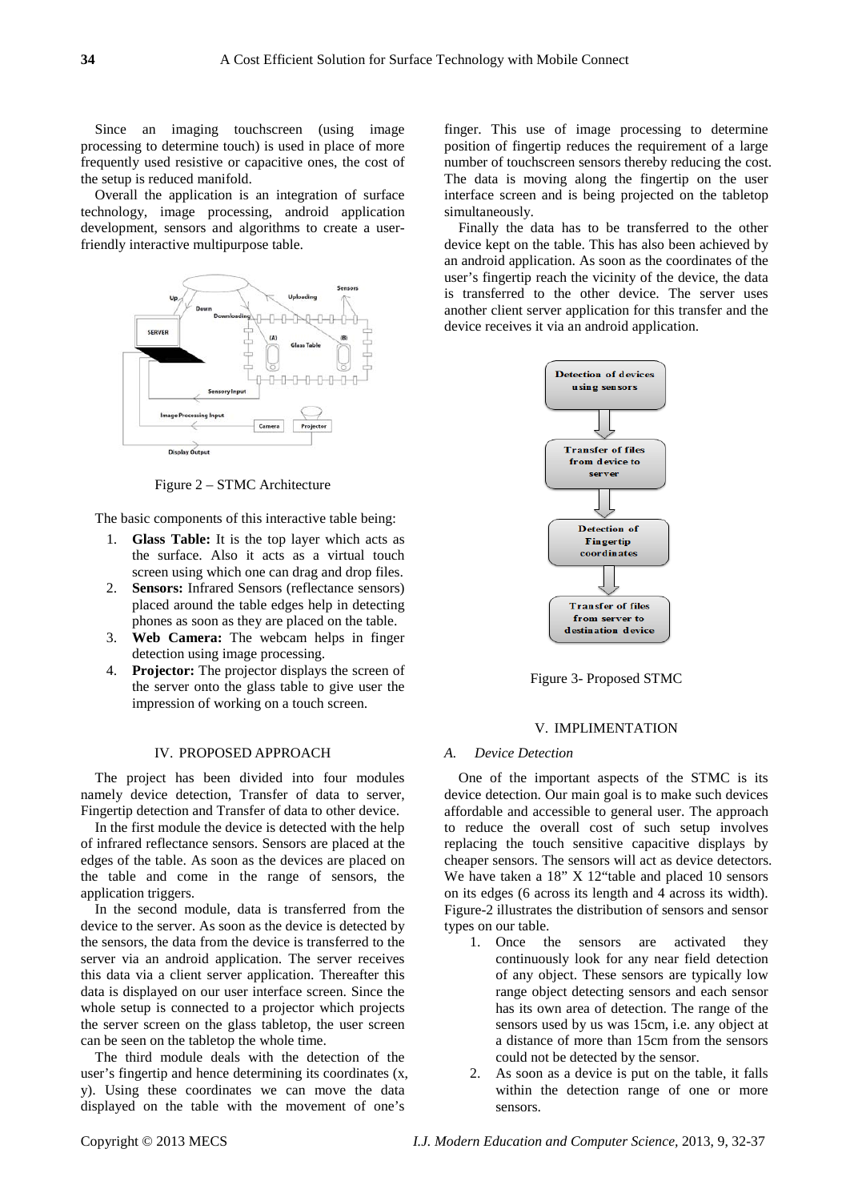Since an imaging touchscreen (using image processing to determine touch) is used in place of more frequently used resistive or capacitive ones, the cost of the setup is reduced manifold.

Overall the application is an integration of surface technology, image processing, android application development, sensors and algorithms to create a user-friendly interactive multipurpose table.

Figure 2 – STMC Architecture

The basic components of this interactive table being:

1. **Glass Table:** It is the top layer which acts as the surface. Also it acts as a virtual touch screen using which one can drag and drop files.
2. **Sensors:** Infrared Sensors (reflectance sensors) placed around the table edges help in detecting phones as soon as they are placed on the table.
3. **Web Camera:** The webcam helps in finger detection using image processing.
4. **Projector:** The projector displays the screen of the server onto the glass table to give user the impression of working on a touch screen.

## IV. PROPOSED APPROACH

The project has been divided into four modules namely device detection, Transfer of data to server, Fingertip detection and Transfer of data to other device.

In the first module the device is detected with the help of infrared reflectance sensors. Sensors are placed at the edges of the table. As soon as the devices are placed on the table and come in the range of sensors, the application triggers.

In the second module, data is transferred from the device to the server. As soon as the device is detected by the sensors, the data from the device is transferred to the server via an android application. The server receives this data via a client server application. Thereafter this data is displayed on our user interface screen. Since the whole setup is connected to a projector which projects the server screen on the glass tabletop, the user screen can be seen on the tabletop the whole time.

The third module deals with the detection of the user's fingertip and hence determining its coordinates (x, y). Using these coordinates we can move the data displayed on the table with the movement of one's finger. This use of image processing to determine position of fingertip reduces the requirement of a large number of touchscreen sensors thereby reducing the cost. The data is moving along the fingertip on the user interface screen and is being projected on the tabletop simultaneously.

Finally the data has to be transferred to the other device kept on the table. This has also been achieved by an android application. As soon as the coordinates of the user's fingertip reach the vicinity of the device, the data is transferred to the other device. The server uses another client server application for this transfer and the device receives it via an android application.

Figure 3- Proposed STMC

## V. IMPLIMENTATION

### *A. Device Detection*

One of the important aspects of the STMC is its device detection. Our main goal is to make such devices affordable and accessible to general user. The approach to reduce the overall cost of such setup involves replacing the touch sensitive capacitive displays by cheaper sensors. The sensors will act as device detectors. We have taken a 18" X 12"table and placed 10 sensors on its edges (6 across its length and 4 across its width). Figure-2 illustrates the distribution of sensors and sensor types on our table.

1. Once the sensors are activated they continuously look for any near field detection of any object. These sensors are typically low range object detecting sensors and each sensor has its own area of detection. The range of the sensors used by us was 15cm, i.e. any object at a distance of more than 15cm from the sensors could not be detected by the sensor.
2. As soon as a device is put on the table, it falls within the detection range of one or more sensors.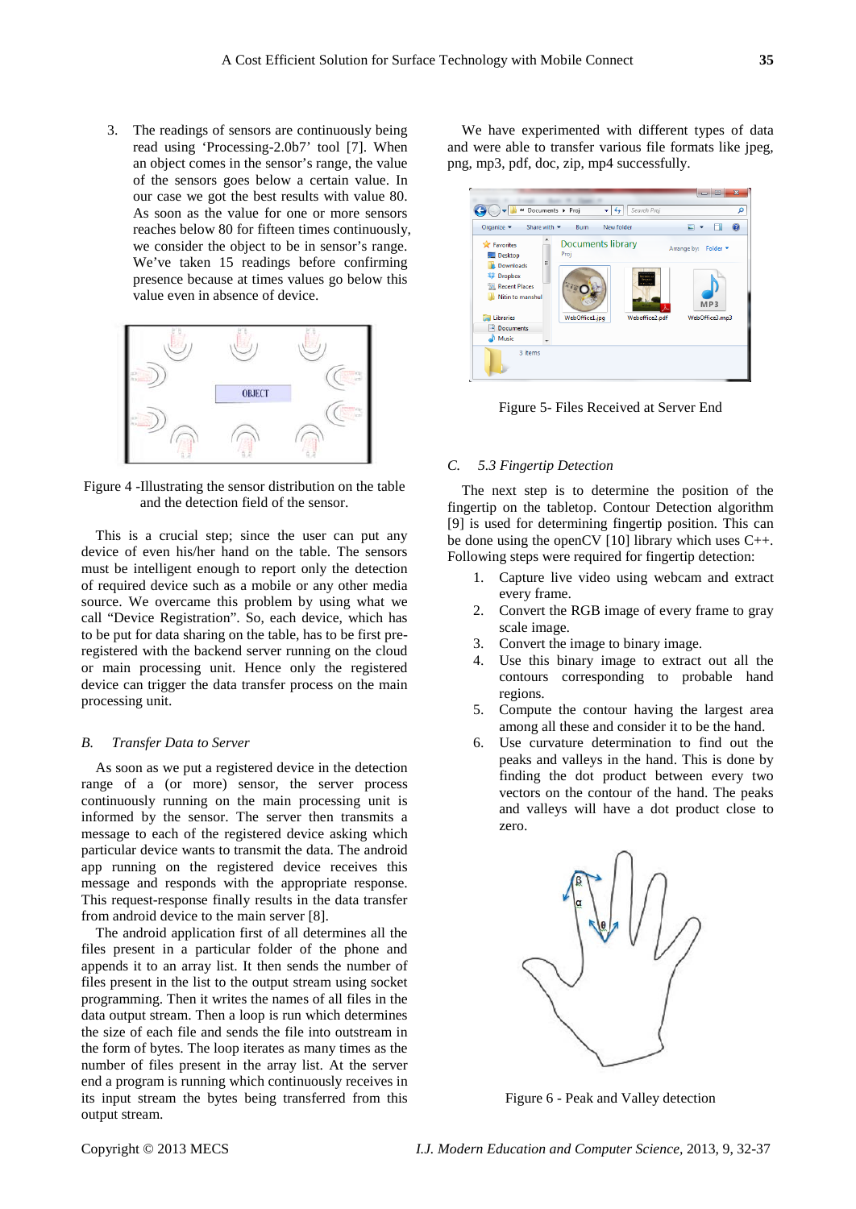3. The readings of sensors are continuously being read using 'Processing-2.0b7' tool [7]. When an object comes in the sensor's range, the value of the sensors goes below a certain value. In our case we got the best results with value 80. As soon as the value for one or more sensors reaches below 80 for fifteen times continuously, we consider the object to be in sensor's range. We've taken 15 readings before confirming presence because at times values go below this value even in absence of device.

Figure 4 -Illustrating the sensor distribution on the table and the detection field of the sensor.

This is a crucial step; since the user can put any device of even his/her hand on the table. The sensors must be intelligent enough to report only the detection of required device such as a mobile or any other media source. We overcame this problem by using what we call "Device Registration". So, each device, which has to be put for data sharing on the table, has to be first pre-registered with the backend server running on the cloud or main processing unit. Hence only the registered device can trigger the data transfer process on the main processing unit.

### *B. Transfer Data to Server*

As soon as we put a registered device in the detection range of a (or more) sensor, the server process continuously running on the main processing unit is informed by the sensor. The server then transmits a message to each of the registered device asking which particular device wants to transmit the data. The android app running on the registered device receives this message and responds with the appropriate response. This request-response finally results in the data transfer from android device to the main server [8].

The android application first of all determines all the files present in a particular folder of the phone and appends it to an array list. It then sends the number of files present in the list to the output stream using socket programming. Then it writes the names of all files in the data output stream. Then a loop is run which determines the size of each file and sends the file into outstream in the form of bytes. The loop iterates as many times as the number of files present in the array list. At the server end a program is running which continuously receives in its input stream the bytes being transferred from this output stream.

We have experimented with different types of data and were able to transfer various file formats like jpeg, png, mp3, pdf, doc, zip, mp4 successfully.

Figure 5- Files Received at Server End

### *C. 5.3 Fingertip Detection*

The next step is to determine the position of the fingertip on the tabletop. Contour Detection algorithm [9] is used for determining fingertip position. This can be done using the openCV [10] library which uses C++. Following steps were required for fingertip detection:

1. Capture live video using webcam and extract every frame.
2. Convert the RGB image of every frame to gray scale image.
3. Convert the image to binary image.
4. Use this binary image to extract out all the contours corresponding to probable hand regions.
5. Compute the contour having the largest area among all these and consider it to be the hand.
6. Use curvature determination to find out the peaks and valleys in the hand. This is done by finding the dot product between every two vectors on the contour of the hand. The peaks and valleys will have a dot product close to zero.

Figure 6 - Peak and Valley detection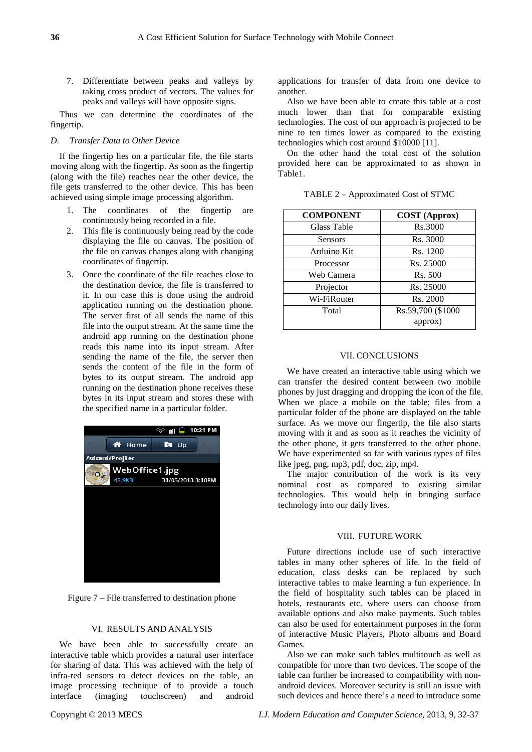7. Differentiate between peaks and valleys by taking cross product of vectors. The values for peaks and valleys will have opposite signs.

Thus we can determine the coordinates of the fingertip.

### *D. Transfer Data to Other Device*

If the fingertip lies on a particular file, the file starts moving along with the fingertip. As soon as the fingertip (along with the file) reaches near the other device, the file gets transferred to the other device. This has been achieved using simple image processing algorithm.

1. The coordinates of the fingertip are continuously being recorded in a file.
2. This file is continuously being read by the code displaying the file on canvas. The position of the file on canvas changes along with changing coordinates of fingertip.
3. Once the coordinate of the file reaches close to the destination device, the file is transferred to it. In our case this is done using the android application running on the destination phone. The server first of all sends the name of this file into the output stream. At the same time the android app running on the destination phone reads this name into its input stream. After sending the name of the file, the server then sends the content of the file in the form of bytes to its output stream. The android app running on the destination phone receives these bytes in its input stream and stores these with the specified name in a particular folder.

Figure 7 – File transferred to destination phone

## VI. RESULTS AND ANALYSIS

We have been able to successfully create an interactive table which provides a natural user interface for sharing of data. This was achieved with the help of infra-red sensors to detect devices on the table, an image processing technique of to provide a touch interface (imaging touchscreen) and android applications for transfer of data from one device to another.

Also we have been able to create this table at a cost much lower than that for comparable existing technologies. The cost of our approach is projected to be nine to ten times lower as compared to the existing technologies which cost around $10000 [11].

On the other hand the total cost of the solution provided here can be approximated to as shown in Table1.

TABLE 2 – Approximated Cost of STMC

| COMPONENT | COST (Approx) |
|---|---|
| Glass Table | Rs.3000 |
| Sensors | Rs. 3000 |
| Arduino Kit | Rs. 1200 |
| Processor | Rs. 25000 |
| Web Camera | Rs. 500 |
| Projector | Rs. 25000 |
| Wi-FiRouter | Rs. 2000 |
| Total | Rs.59,700 ($1000 approx) |

## VII. CONCLUSIONS

We have created an interactive table using which we can transfer the desired content between two mobile phones by just dragging and dropping the icon of the file. When we place a mobile on the table; files from a particular folder of the phone are displayed on the table surface. As we move our fingertip, the file also starts moving with it and as soon as it reaches the vicinity of the other phone, it gets transferred to the other phone. We have experimented so far with various types of files like jpeg, png, mp3, pdf, doc, zip, mp4.

The major contribution of the work is its very nominal cost as compared to existing similar technologies. This would help in bringing surface technology into our daily lives.

## VIII. FUTURE WORK

Future directions include use of such interactive tables in many other spheres of life. In the field of education, class desks can be replaced by such interactive tables to make learning a fun experience. In the field of hospitality such tables can be placed in hotels, restaurants etc. where users can choose from available options and also make payments. Such tables can also be used for entertainment purposes in the form of interactive Music Players, Photo albums and Board Games.

Also we can make such tables multitouch as well as compatible for more than two devices. The scope of the table can further be increased to compatibility with non-android devices. Moreover security is still an issue with such devices and hence there's a need to introduce some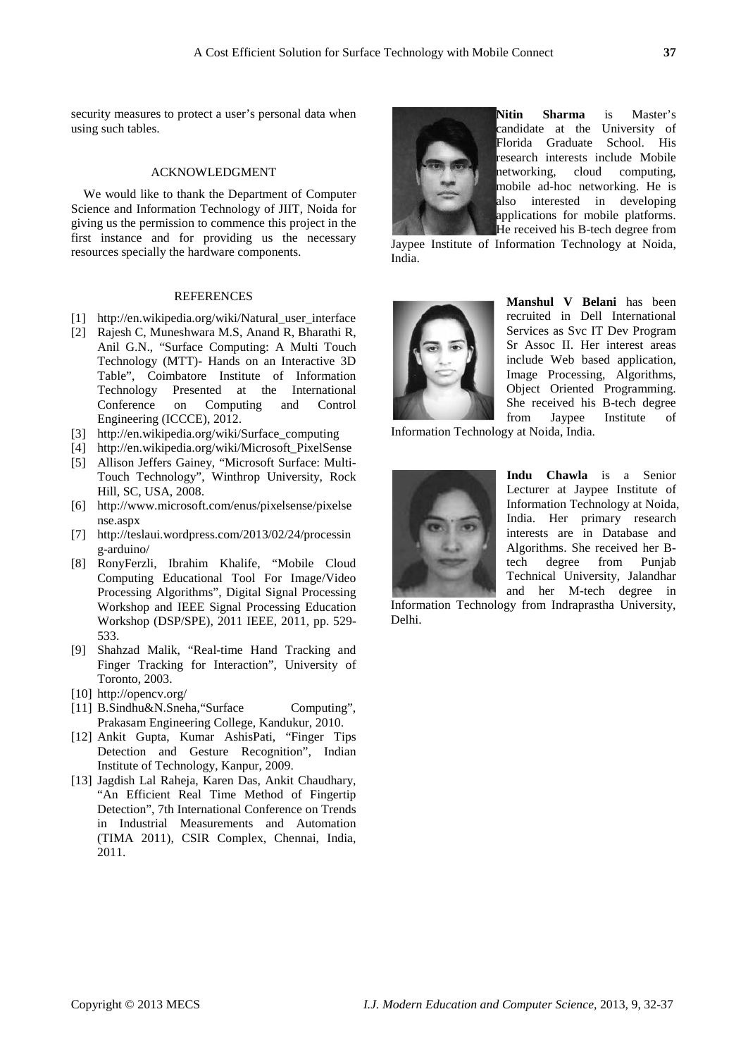security measures to protect a user's personal data when using such tables.

## ACKNOWLEDGMENT

We would like to thank the Department of Computer Science and Information Technology of JIIT, Noida for giving us the permission to commence this project in the first instance and for providing us the necessary resources specially the hardware components.

## REFERENCES

[1] http://en.wikipedia.org/wiki/Natural_user_interface

[2] Rajesh C, Muneshwara M.S, Anand R, Bharathi R, Anil G.N., "Surface Computing: A Multi Touch Technology (MTT)- Hands on an Interactive 3D Table", Coimbatore Institute of Information Technology Presented at the International Conference on Computing and Control Engineering (ICCCE), 2012.

[3] http://en.wikipedia.org/wiki/Surface_computing

[4] http://en.wikipedia.org/wiki/Microsoft_PixelSense

[5] Allison Jeffers Gainey, "Microsoft Surface: Multi-Touch Technology", Winthrop University, Rock Hill, SC, USA, 2008.

[6] http://www.microsoft.com/enus/pixelsense/pixelsense.aspx

[7] http://teslaui.wordpress.com/2013/02/24/processing-arduino/

[8] RonyFerzli, Ibrahim Khalife, "Mobile Cloud Computing Educational Tool For Image/Video Processing Algorithms", Digital Signal Processing Workshop and IEEE Signal Processing Education Workshop (DSP/SPE), 2011 IEEE, 2011, pp. 529-533.

[9] Shahzad Malik, "Real-time Hand Tracking and Finger Tracking for Interaction", University of Toronto, 2003.

[10] http://opencv.org/

[11] B.Sindhu&N.Sneha,"Surface Computing", Prakasam Engineering College, Kandukur, 2010.

[12] Ankit Gupta, Kumar AshisPati, "Finger Tips Detection and Gesture Recognition", Indian Institute of Technology, Kanpur, 2009.

[13] Jagdish Lal Raheja, Karen Das, Ankit Chaudhary, "An Efficient Real Time Method of Fingertip Detection", 7th International Conference on Trends in Industrial Measurements and Automation (TIMA 2011), CSIR Complex, Chennai, India, 2011.

**Nitin Sharma** is Master's candidate at the University of Florida Graduate School. His research interests include Mobile networking, cloud computing, mobile ad-hoc networking. He is also interested in developing applications for mobile platforms. He received his B-tech degree from Jaypee Institute of Information Technology at Noida, India.

**Manshul V Belani** has been recruited in Dell International Services as Svc IT Dev Program Sr Assoc II. Her interest areas include Web based application, Image Processing, Algorithms, Object Oriented Programming. She received his B-tech degree from Jaypee Institute of Information Technology at Noida, India.

**Indu Chawla** is a Senior Lecturer at Jaypee Institute of Information Technology at Noida, India. Her primary research interests are in Database and Algorithms. She received her B-tech degree from Punjab Technical University, Jalandhar and her M-tech degree in Information Technology from Indraprastha University, Delhi.